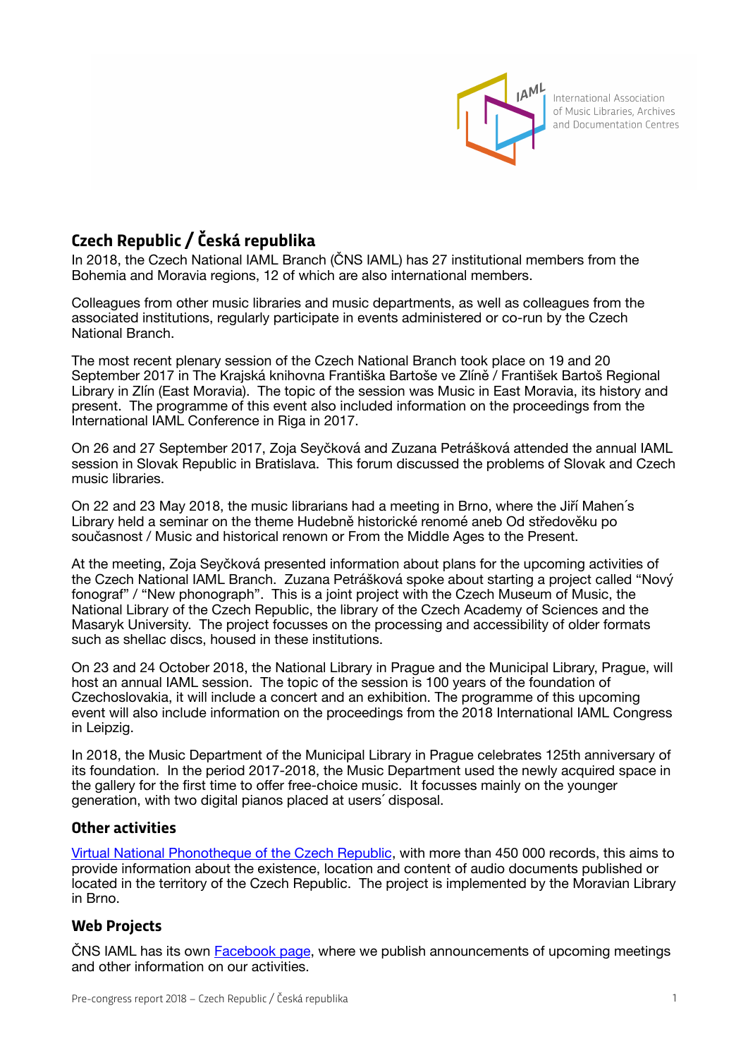International Association of Music Libraries, Archives and Documentation Centres

## Czech Republic / Česká republika

In 2018, the Czech National IAML Branch (ČNS IAML) has 27 institutional members from the Bohemia and Moravia regions, 12 of which are also international members.

Colleagues from other music libraries and music departments, as well as colleagues from the associated institutions, regularly participate in events administered or co-run by the Czech National Branch.

The most recent plenary session of the Czech National Branch took place on 19 and 20 September 2017 in The Krajská knihovna Františka Bartoše ve Zlíně / František Bartoš Regional Library in Zlín (East Moravia). The topic of the session was Music in East Moravia, its history and present. The programme of this event also included information on the proceedings from the International IAML Conference in Riga in 2017.

On 26 and 27 September 2017, Zoja Seyčková and Zuzana Petrášková attended the annual IAML session in Slovak Republic in Bratislava. This forum discussed the problems of Slovak and Czech music libraries.

On 22 and 23 May 2018, the music librarians had a meeting in Brno, where the Jiří Mahen´s Library held a seminar on the theme Hudebně historické renomé aneb Od středověku po současnost / Music and historical renown or From the Middle Ages to the Present.

At the meeting, Zoja Seyčková presented information about plans for the upcoming activities of the Czech National IAML Branch. Zuzana Petrášková spoke about starting a project called "Nový fonograf" / "New phonograph". This is a joint project with the Czech Museum of Music, the National Library of the Czech Republic, the library of the Czech Academy of Sciences and the Masaryk University. The project focusses on the processing and accessibility of older formats such as shellac discs, housed in these institutions.

On 23 and 24 October 2018, the National Library in Prague and the Municipal Library, Prague, will host an annual IAML session. The topic of the session is 100 years of the foundation of Czechoslovakia, it will include a concert and an exhibition. The programme of this upcoming event will also include information on the proceedings from the 2018 International IAML Congress in Leipzig.

In 2018, the Music Department of the Municipal Library in Prague celebrates 125th anniversary of its foundation. In the period 2017-2018, the Music Department used the newly acquired space in the gallery for the first time to offer free-choice music. It focusses mainly on the younger generation, with two digital pianos placed at users´ disposal.

### Other activities

Virtual National Phonotheque of the Czech Republic, with more than 450 000 records, this aims to provide information about the existence, location and content of audio documents published or located in the territory of the Czech Republic. The project is implemented by the Moravian Library in Brno.

### Web Projects

ČNS IAML has its own Facebook page, where we publish announcements of upcoming meetings and other information on our activities.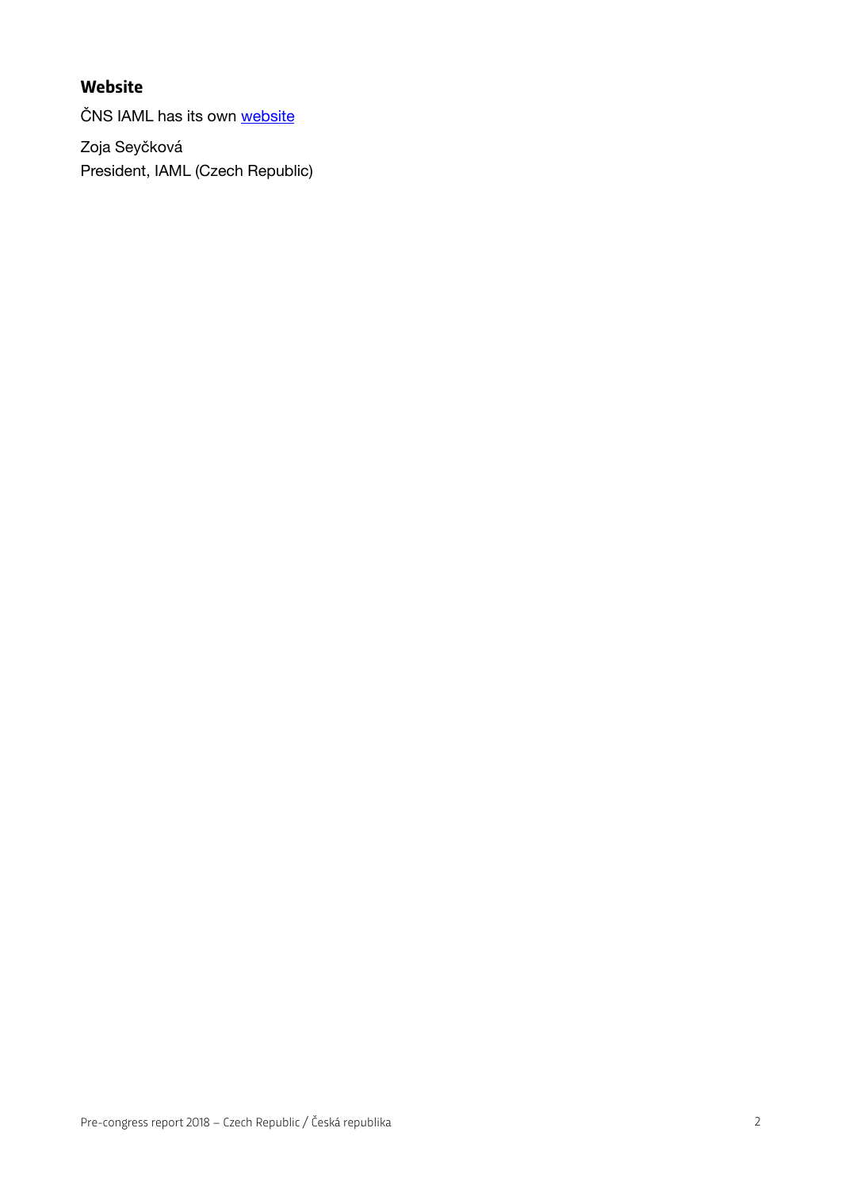### Website

ČNS IAML has its own website

Zoja Seyčková
President, IAML (Czech Republic)